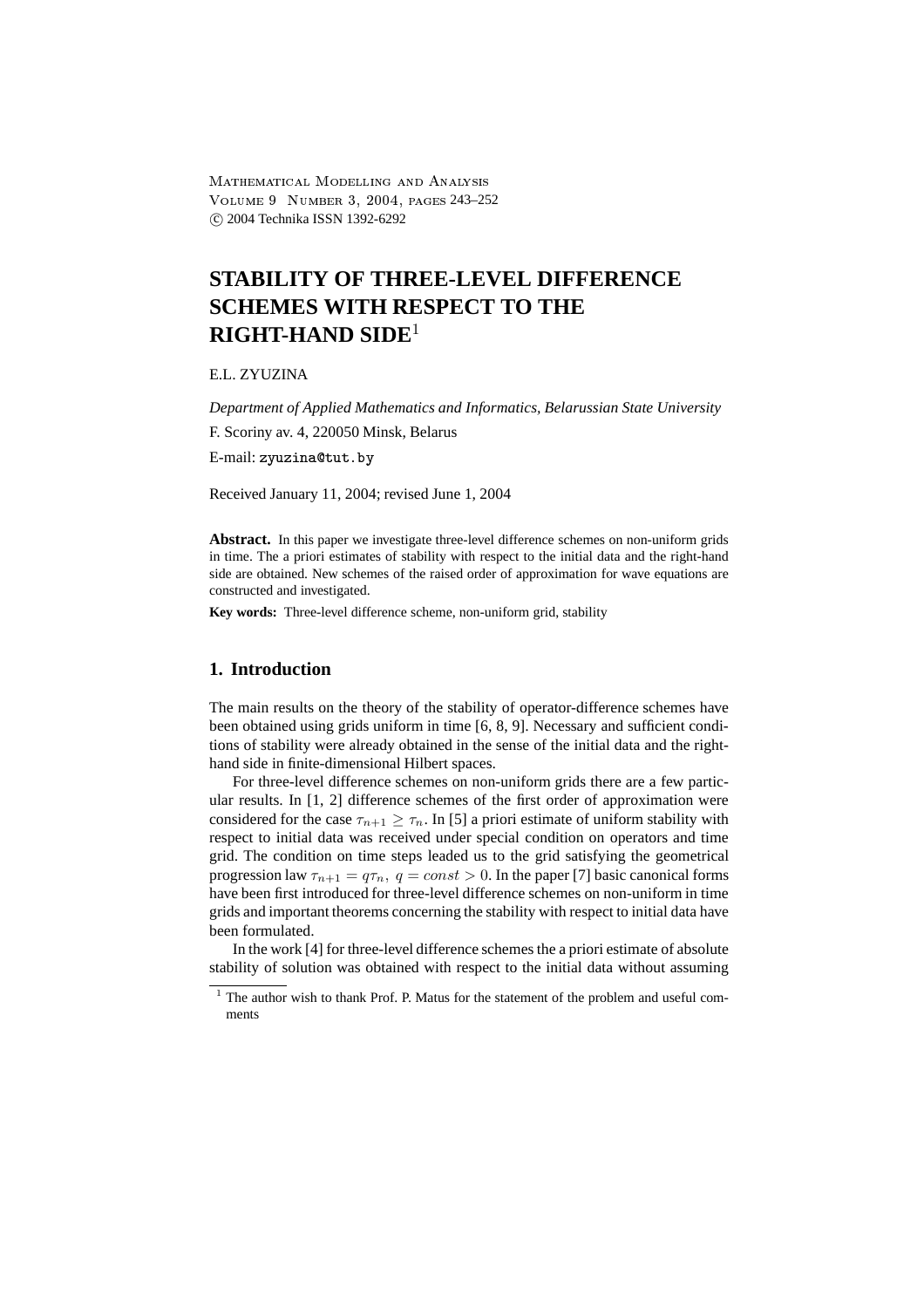# STABILITY OF THREE-LEVEL DIFFERENCE SCHEMES WITH RESPECT TO THE RIGHT-HAND SIDE[1]

E.L. ZYUZINA

*Department of Applied Mathematics and Informatics, Belarussian State University*

F. Scoriny av. 4, 220050 Minsk, Belarus

E-mail: zyuzina@tut.by

Received January 11, 2004; revised June 1, 2004

**Abstract.** In this paper we investigate three-level difference schemes on non-uniform grids in time. The a priori estimates of stability with respect to the initial data and the right-hand side are obtained. New schemes of the raised order of approximation for wave equations are constructed and investigated.

**Key words:** Three-level difference scheme, non-uniform grid, stability

## 1. Introduction

The main results on the theory of the stability of operator-difference schemes have been obtained using grids uniform in time [6, 8, 9]. Necessary and sufficient conditions of stability were already obtained in the sense of the initial data and the right-hand side in finite-dimensional Hilbert spaces.

For three-level difference schemes on non-uniform grids there are a few particular results. In [1, 2] difference schemes of the first order of approximation were considered for the case $\tau_{n+1} \geq \tau_n$. In [5] a priori estimate of uniform stability with respect to initial data was received under special condition on operators and time grid. The condition on time steps leaded us to the grid satisfying the geometrical progression law $\tau_{n+1} = q\tau_n,\ q = const > 0$. In the paper [7] basic canonical forms have been first introduced for three-level difference schemes on non-uniform in time grids and important theorems concerning the stability with respect to initial data have been formulated.

In the work [4] for three-level difference schemes the a priori estimate of absolute stability of solution was obtained with respect to the initial data without assuming

[1] The author wish to thank Prof. P. Matus for the statement of the problem and useful comments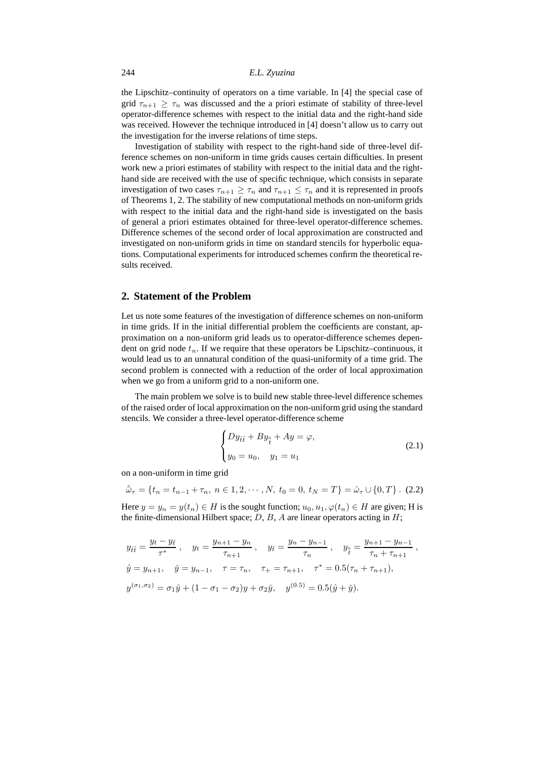the Lipschitz–continuity of operators on a time variable. In [4] the special case of grid $\tau_{n+1} \geq \tau_n$ was discussed and the a priori estimate of stability of three-level operator-difference schemes with respect to the initial data and the right-hand side was received. However the technique introduced in [4] doesn't allow us to carry out the investigation for the inverse relations of time steps.

Investigation of stability with respect to the right-hand side of three-level difference schemes on non-uniform in time grids causes certain difficulties. In present work new a priori estimates of stability with respect to the initial data and the right-hand side are received with the use of specific technique, which consists in separate investigation of two cases $\tau_{n+1} \geq \tau_n$ and $\tau_{n+1} \leq \tau_n$ and it is represented in proofs of Theorems 1, 2. The stability of new computational methods on non-uniform grids with respect to the initial data and the right-hand side is investigated on the basis of general a priori estimates obtained for three-level operator-difference schemes. Difference schemes of the second order of local approximation are constructed and investigated on non-uniform grids in time on standard stencils for hyperbolic equations. Computational experiments for introduced schemes confirm the theoretical results received.

## 2. Statement of the Problem

Let us note some features of the investigation of difference schemes on non-uniform in time grids. If in the initial differential problem the coefficients are constant, approximation on a non-uniform grid leads us to operator-difference schemes dependent on grid node $t_n$. If we require that these operators be Lipschitz–continuous, it would lead us to an unnatural condition of the quasi-uniformity of a time grid. The second problem is connected with a reduction of the order of local approximation when we go from a uniform grid to a non-uniform one.

The main problem we solve is to build new stable three-level difference schemes of the raised order of local approximation on the non-uniform grid using the standard stencils. We consider a three-level operator-difference scheme

$$
\begin{cases} Dy_{\bar{t}\hat{t}} + By_{\overset{\circ}{t}} + Ay = \varphi, \\ y_0 = u_0, \quad y_1 = u_1 \end{cases} \tag{2.1}
$$

on a non-uniform in time grid

$$
\hat{\bar{\omega}}_\tau = \{t_n = t_{n-1} + \tau_n,\ n \in 1, 2, \cdots, N,\ t_0 = 0,\ t_N = T\} = \hat{\omega}_\tau \cup \{0, T\}\,. \tag{2.2}
$$

Here $y = y_n = y(t_n) \in H$ is the sought function; $u_0, u_1, \varphi(t_n) \in H$ are given; H is the finite-dimensional Hilbert space; $D$, $B$, $A$ are linear operators acting in $H$;

$$
y_{\bar{t}\hat{t}} = \frac{y_t - y_{\bar{t}}}{\tau^*}\,, \quad y_t = \frac{y_{n+1} - y_n}{\tau_{n+1}}\,, \quad y_{\bar{t}} = \frac{y_n - y_{n-1}}{\tau_n}\,, \quad y_{\overset{\circ}{t}} = \frac{y_{n+1} - y_{n-1}}{\tau_n + \tau_{n+1}}\,,
$$

$$
\hat{y} = y_{n+1}, \quad \check{y} = y_{n-1}, \quad \tau = \tau_n, \quad \tau_+ = \tau_{n+1}, \quad \tau^* = 0.5(\tau_n + \tau_{n+1}),
$$

$$
y^{(\sigma_1, \sigma_2)} = \sigma_1 \hat{y} + (1 - \sigma_1 - \sigma_2) y + \sigma_2 \check{y}, \quad y^{(0.5)} = 0.5(\hat{y} + \check{y}).
$$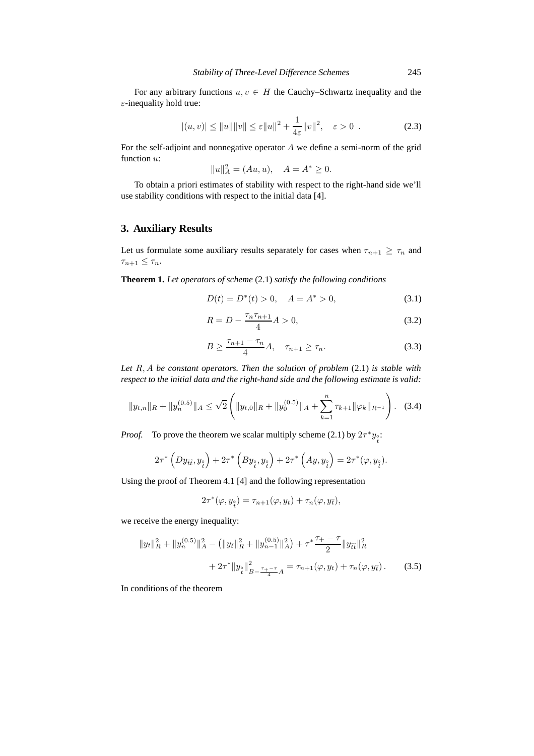For any arbitrary functions $u, v \in H$ the Cauchy–Schwartz inequality and the $\varepsilon$-inequality hold true:

$$|(u,v)| \le \|u\| \|v\| \le \varepsilon \|u\|^2 + \frac{1}{4\varepsilon}\|v\|^2, \quad \varepsilon > 0 \ . \tag{2.3}$$

For the self-adjoint and nonnegative operator $A$ we define a semi-norm of the grid function $u$:

$$\|u\|_A^2 = (Au, u), \quad A = A^* \ge 0.$$

To obtain a priori estimates of stability with respect to the right-hand side we'll use stability conditions with respect to the initial data [4].

## 3. Auxiliary Results

Let us formulate some auxiliary results separately for cases when $\tau_{n+1} \ge \tau_n$ and $\tau_{n+1} \le \tau_n$.

**Theorem 1.** *Let operators of scheme* (2.1) *satisfy the following conditions*

$$D(t) = D^*(t) > 0, \quad A = A^* > 0, \tag{3.1}$$

$$R = D - \frac{\tau_n \tau_{n+1}}{4} A > 0, \tag{3.2}$$

$$B \ge \frac{\tau_{n+1} - \tau_n}{4} A, \quad \tau_{n+1} \ge \tau_n. \tag{3.3}$$

*Let $R, A$ be constant operators. Then the solution of problem* (2.1) *is stable with respect to the initial data and the right-hand side and the following estimate is valid:*

$$\|y_{t,n}\|_R + \|y_n^{(0.5)}\|_A \le \sqrt{2} \left( \|y_{t,0}\|_R + \|y_0^{(0.5)}\|_A + \sum_{k=1}^{n} \tau_{k+1} \|\varphi_k\|_{R^{-1}} \right). \tag{3.4}$$

*Proof.* To prove the theorem we scalar multiply scheme (2.1) by $2\tau^* y_{\overset{\circ}{t}}$:

$$2\tau^* \left( D y_{\bar{t}\hat{t}}, y_{\overset{\circ}{t}} \right) + 2\tau^* \left( B y_{\overset{\circ}{t}}, y_{\overset{\circ}{t}} \right) + 2\tau^* \left( A y, y_{\overset{\circ}{t}} \right) = 2\tau^* (\varphi, y_{\overset{\circ}{t}}).$$

Using the proof of Theorem 4.1 [4] and the following representation

$$2\tau^* (\varphi, y_{\overset{\circ}{t}}) = \tau_{n+1} (\varphi, y_t) + \tau_n (\varphi, y_{\bar{t}}),$$

we receive the energy inequality:

$$\begin{aligned}
\|y_t\|_R^2 + \|y_n^{(0.5)}\|_A^2 - \left( \|y_{\bar{t}}\|_R^2 + \|y_{n-1}^{(0.5)}\|_A^2 \right) + \tau^* \frac{\tau_+ - \tau}{2} \|y_{\bar{t}\hat{t}}\|_R^2 \\
+ 2\tau^* \|y_{\overset{\circ}{t}}\|^2_{B - \frac{\tau_+ - \tau}{4} A} = \tau_{n+1} (\varphi, y_t) + \tau_n (\varphi, y_{\bar{t}}) \, .
\end{aligned} \tag{3.5}$$

In conditions of the theorem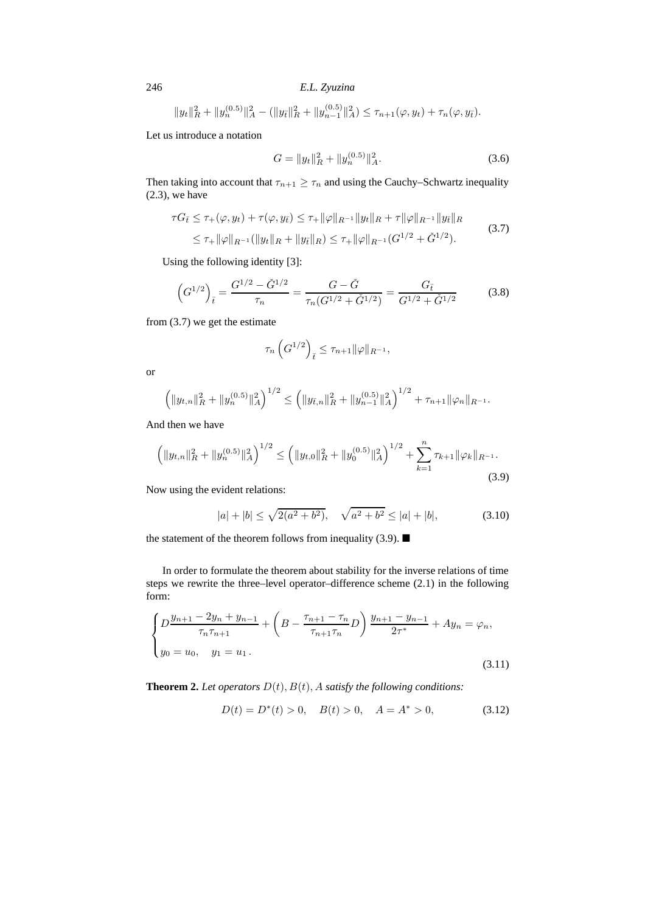$$\|y_t\|_R^2 + \|y_n^{(0.5)}\|_A^2 - (\|y_{\bar{t}}\|_R^2 + \|y_{n-1}^{(0.5)}\|_A^2) \le \tau_{n+1}(\varphi, y_t) + \tau_n(\varphi, y_{\bar{t}}).$$

Let us introduce a notation

$$G = \|y_t\|_R^2 + \|y_n^{(0.5)}\|_A^2. \tag{3.6}$$

Then taking into account that $\tau_{n+1} \ge \tau_n$ and using the Cauchy–Schwartz inequality (2.3), we have

$$\begin{aligned} \tau G_{\bar{t}} &\le \tau_+(\varphi, y_t) + \tau(\varphi, y_{\bar{t}}) \le \tau_+\|\varphi\|_{R^{-1}}\|y_t\|_R + \tau\|\varphi\|_{R^{-1}}\|y_{\bar{t}}\|_R \\ &\le \tau_+\|\varphi\|_{R^{-1}}(\|y_t\|_R + \|y_{\bar{t}}\|_R) \le \tau_+\|\varphi\|_{R^{-1}}(G^{1/2} + \check{G}^{1/2}). \end{aligned} \tag{3.7}$$

Using the following identity [3]:

$$\left(G^{1/2}\right)_{\bar{t}} = \frac{G^{1/2} - \check{G}^{1/2}}{\tau_n} = \frac{G - \check{G}}{\tau_n(G^{1/2} + \check{G}^{1/2})} = \frac{G_{\bar{t}}}{G^{1/2} + \check{G}^{1/2}} \tag{3.8}$$

from (3.7) we get the estimate

$$\tau_n\left(G^{1/2}\right)_{\bar{t}} \le \tau_{n+1}\|\varphi\|_{R^{-1}},$$

or

$$\left(\|y_{t,n}\|_R^2 + \|y_n^{(0.5)}\|_A^2\right)^{1/2} \le \left(\|y_{\bar{t},n}\|_R^2 + \|y_{n-1}^{(0.5)}\|_A^2\right)^{1/2} + \tau_{n+1}\|\varphi_n\|_{R^{-1}}.$$

And then we have

$$\left(\|y_{t,n}\|_R^2 + \|y_n^{(0.5)}\|_A^2\right)^{1/2} \le \left(\|y_{t,0}\|_R^2 + \|y_0^{(0.5)}\|_A^2\right)^{1/2} + \sum_{k=1}^{n}\tau_{k+1}\|\varphi_k\|_{R^{-1}}. \tag{3.9}$$

Now using the evident relations:

$$|a| + |b| \le \sqrt{2(a^2+b^2)}, \quad \sqrt{a^2+b^2} \le |a| + |b|, \tag{3.10}$$

the statement of the theorem follows from inequality (3.9). ■

In order to formulate the theorem about stability for the inverse relations of time steps we rewrite the three–level operator–difference scheme (2.1) in the following form:

$$\begin{cases} D\dfrac{y_{n+1} - 2y_n + y_{n-1}}{\tau_n\tau_{n+1}} + \left(B - \dfrac{\tau_{n+1} - \tau_n}{\tau_{n+1}\tau_n}D\right)\dfrac{y_{n+1} - y_{n-1}}{2\tau^*} + Ay_n = \varphi_n, \\ y_0 = u_0, \quad y_1 = u_1\,. \end{cases} \tag{3.11}$$

**Theorem 2.** *Let operators $D(t), B(t), A$ satisfy the following conditions:*

$$D(t) = D^*(t) > 0, \quad B(t) > 0, \quad A = A^* > 0, \tag{3.12}$$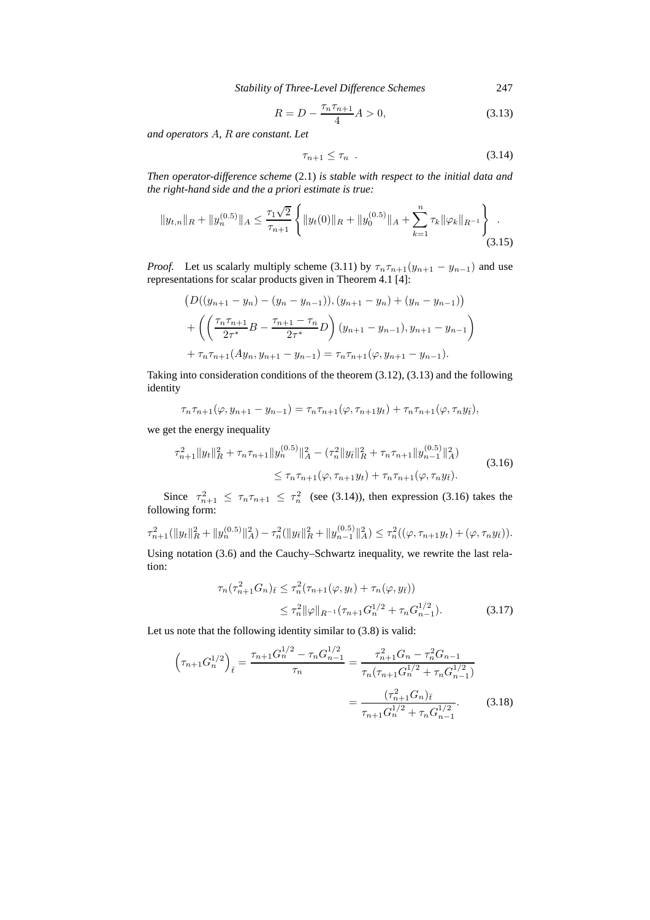$$R = D - \frac{\tau_n \tau_{n+1}}{4} A > 0, \tag{3.13}$$

*and operators $A$, $R$ are constant. Let*

$$\tau_{n+1} \leq \tau_n \ . \tag{3.14}$$

*Then operator-difference scheme* (2.1) *is stable with respect to the initial data and the right-hand side and the a priori estimate is true:*

$$\|y_{t,n}\|_R + \|y_n^{(0.5)}\|_A \leq \frac{\tau_1 \sqrt{2}}{\tau_{n+1}} \left\{ \|y_t(0)\|_R + \|y_0^{(0.5)}\|_A + \sum_{k=1}^{n} \tau_k \|\varphi_k\|_{R^{-1}} \right\} \ . \tag{3.15}$$

*Proof.* Let us scalarly multiply scheme (3.11) by $\tau_n \tau_{n+1}(y_{n+1} - y_{n-1})$ and use representations for scalar products given in Theorem 4.1 [4]:

$$\begin{aligned}
&\big(D((y_{n+1} - y_n) - (y_n - y_{n-1})), (y_{n+1} - y_n) + (y_n - y_{n-1})\big) \\
&+ \left( \left( \frac{\tau_n \tau_{n+1}}{2\tau^*} B - \frac{\tau_{n+1} - \tau_n}{2\tau^*} D \right) (y_{n+1} - y_{n-1}), y_{n+1} - y_{n-1} \right) \\
&+ \tau_n \tau_{n+1} (A y_n, y_{n+1} - y_{n-1}) = \tau_n \tau_{n+1} (\varphi, y_{n+1} - y_{n-1}).
\end{aligned}$$

Taking into consideration conditions of the theorem (3.12), (3.13) and the following identity

$$\tau_n \tau_{n+1} (\varphi, y_{n+1} - y_{n-1}) = \tau_n \tau_{n+1} (\varphi, \tau_{n+1} y_t) + \tau_n \tau_{n+1} (\varphi, \tau_n y_{\bar{t}}),$$

we get the energy inequality

$$\begin{aligned}
\tau_{n+1}^2 \|y_t\|_R^2 + \tau_n \tau_{n+1} \|y_n^{(0.5)}\|_A^2 - (\tau_n^2 \|y_{\bar{t}}\|_R^2 + \tau_n \tau_{n+1} \|y_{n-1}^{(0.5)}\|_A^2) \\
\leq \tau_n \tau_{n+1} (\varphi, \tau_{n+1} y_t) + \tau_n \tau_{n+1} (\varphi, \tau_n y_{\bar{t}}).
\end{aligned} \tag{3.16}$$

Since $\tau_{n+1}^2 \leq \tau_n \tau_{n+1} \leq \tau_n^2$ (see (3.14)), then expression (3.16) takes the following form:

$$\tau_{n+1}^2 (\|y_t\|_R^2 + \|y_n^{(0.5)}\|_A^2) - \tau_n^2 (\|y_{\bar{t}}\|_R^2 + \|y_{n-1}^{(0.5)}\|_A^2) \leq \tau_n^2 ((\varphi, \tau_{n+1} y_t) + (\varphi, \tau_n y_{\bar{t}})).$$

Using notation (3.6) and the Cauchy–Schwartz inequality, we rewrite the last relation:

$$\begin{aligned}
\tau_n (\tau_{n+1}^2 G_n)_{\bar{t}} &\leq \tau_n^2 (\tau_{n+1} (\varphi, y_t) + \tau_n (\varphi, y_{\bar{t}})) \\
&\leq \tau_n^2 \|\varphi\|_{R^{-1}} (\tau_{n+1} G_n^{1/2} + \tau_n G_{n-1}^{1/2}).
\end{aligned} \tag{3.17}$$

Let us note that the following identity similar to (3.8) is valid:

$$\begin{aligned}
\left(\tau_{n+1} G_n^{1/2}\right)_{\bar{t}} = \frac{\tau_{n+1} G_n^{1/2} - \tau_n G_{n-1}^{1/2}}{\tau_n} &= \frac{\tau_{n+1}^2 G_n - \tau_n^2 G_{n-1}}{\tau_n (\tau_{n+1} G_n^{1/2} + \tau_n G_{n-1}^{1/2})} \\
&= \frac{(\tau_{n+1}^2 G_n)_{\bar{t}}}{\tau_{n+1} G_n^{1/2} + \tau_n G_{n-1}^{1/2}}.
\end{aligned} \tag{3.18}$$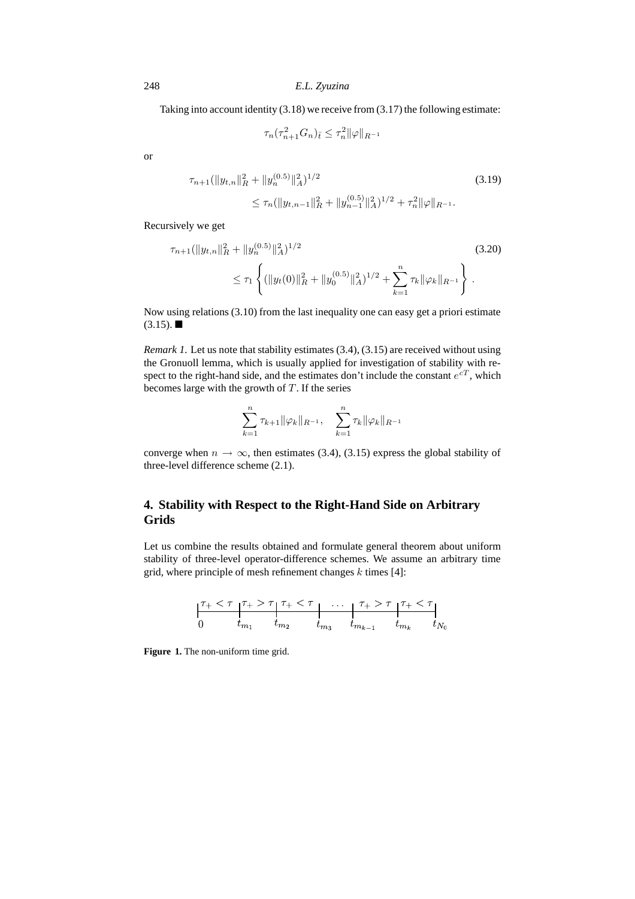Taking into account identity (3.18) we receive from (3.17) the following estimate:

$$\tau_n(\tau_{n+1}^2 G_n)_{\bar{t}} \le \tau_n^2 \|\varphi\|_{R^{-1}}$$

or

$$\tau_{n+1}(\|y_{t,n}\|_R^2 + \|y_n^{(0.5)}\|_A^2)^{1/2} \le \tau_n(\|y_{t,n-1}\|_R^2 + \|y_{n-1}^{(0.5)}\|_A^2)^{1/2} + \tau_n^2\|\varphi\|_{R^{-1}}. \tag{3.19}$$

Recursively we get

$$\tau_{n+1}(\|y_{t,n}\|_R^2 + \|y_n^{(0.5)}\|_A^2)^{1/2} \le \tau_1 \left\{ (\|y_t(0)\|_R^2 + \|y_0^{(0.5)}\|_A^2)^{1/2} + \sum_{k=1}^{n} \tau_k \|\varphi_k\|_{R^{-1}} \right\}. \tag{3.20}$$

Now using relations (3.10) from the last inequality one can easy get a priori estimate (3.15). ■

*Remark 1.* Let us note that stability estimates (3.4), (3.15) are received without using the Gronuoll lemma, which is usually applied for investigation of stability with respect to the right-hand side, and the estimates don't include the constant $e^{cT}$, which becomes large with the growth of $T$. If the series

$$\sum_{k=1}^{n} \tau_{k+1} \|\varphi_k\|_{R^{-1}}, \quad \sum_{k=1}^{n} \tau_k \|\varphi_k\|_{R^{-1}}$$

converge when $n \to \infty$, then estimates (3.4), (3.15) express the global stability of three-level difference scheme (2.1).

## 4. Stability with Respect to the Right-Hand Side on Arbitrary Grids

Let us combine the results obtained and formulate general theorem about uniform stability of three-level operator-difference schemes. We assume an arbitrary time grid, where principle of mesh refinement changes $k$ times [4]:

$$\underset{0}{|}\ \tau_+ < \tau\ \underset{t_{m_1}}{|}\ \tau_+ > \tau\ \underset{t_{m_2}}{|}\ \tau_+ < \tau\ \underset{t_{m_3}}{|}\ \dots\ \underset{t_{m_{k-1}}}{|}\ \tau_+ > \tau\ \underset{t_{m_k}}{|}\ \tau_+ < \tau\ \underset{t_{N_0}}{|}$$

**Figure 1.** The non-uniform time grid.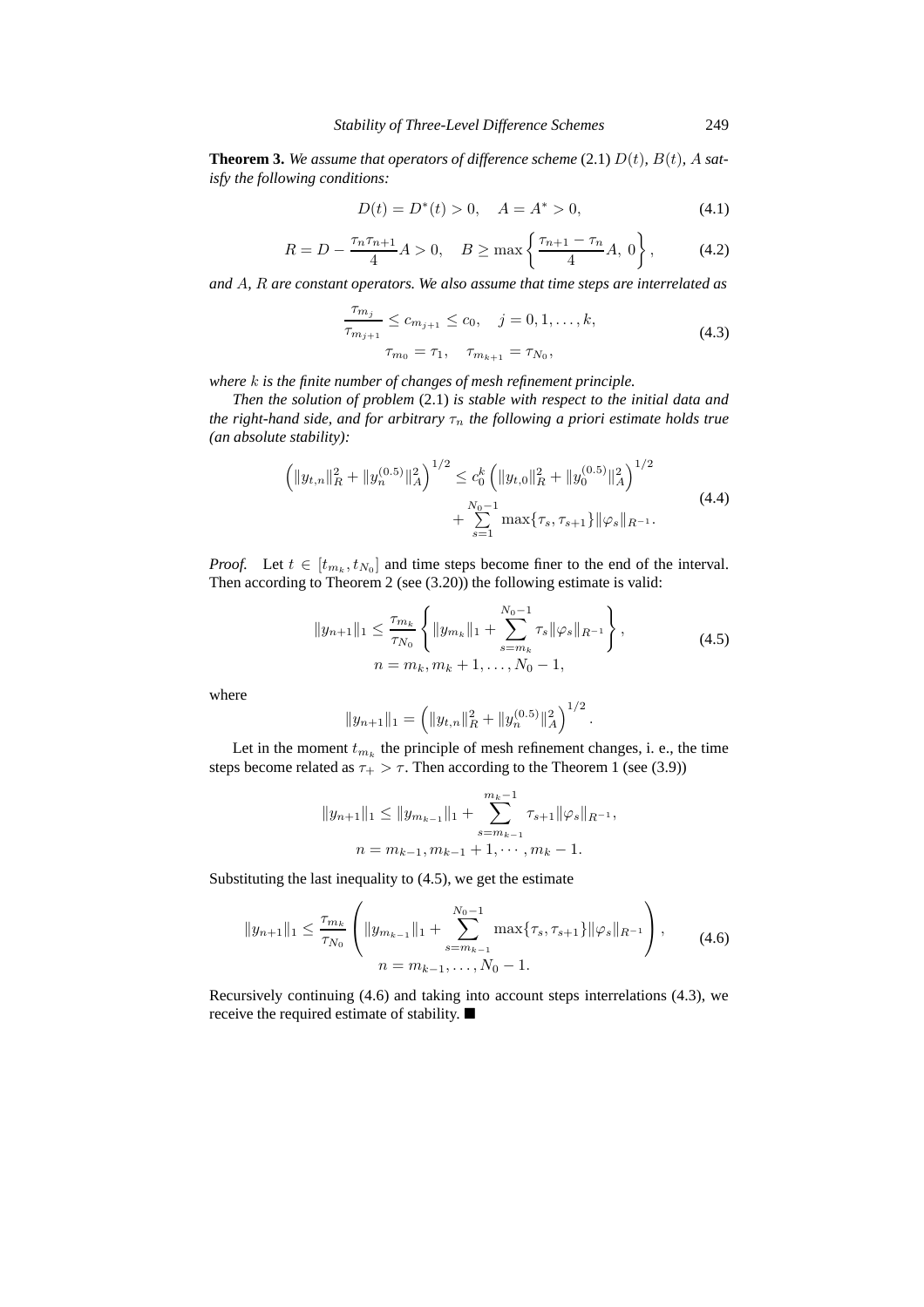**Theorem 3.** *We assume that operators of difference scheme* (2.1) $D(t)$, $B(t)$, $A$ *satisfy the following conditions:*

$$D(t) = D^*(t) > 0, \quad A = A^* > 0, \tag{4.1}$$

$$R = D - \frac{\tau_n \tau_{n+1}}{4} A > 0, \quad B \geq \max\left\{ \frac{\tau_{n+1} - \tau_n}{4} A,\ 0 \right\}, \tag{4.2}$$

*and* $A$, $R$ *are constant operators. We also assume that time steps are interrelated as*

$$\begin{gathered} \frac{\tau_{m_j}}{\tau_{m_{j+1}}} \leq c_{m_{j+1}} \leq c_0, \quad j = 0, 1, \ldots, k, \\ \tau_{m_0} = \tau_1, \quad \tau_{m_{k+1}} = \tau_{N_0}, \end{gathered} \tag{4.3}$$

*where* $k$ *is the finite number of changes of mesh refinement principle.*

*Then the solution of problem* (2.1) *is stable with respect to the initial data and the right-hand side, and for arbitrary* $\tau_n$ *the following a priori estimate holds true (an absolute stability):*

$$\begin{aligned} \left( \|y_{t,n}\|_R^2 + \|y_n^{(0.5)}\|_A^2 \right)^{1/2} \leq c_0^k & \left( \|y_{t,0}\|_R^2 + \|y_0^{(0.5)}\|_A^2 \right)^{1/2} \\ & + \sum_{s=1}^{N_0 - 1} \max\{\tau_s, \tau_{s+1}\} \|\varphi_s\|_{R^{-1}}. \end{aligned} \tag{4.4}$$

*Proof.* Let $t \in [t_{m_k}, t_{N_0}]$ and time steps become finer to the end of the interval. Then according to Theorem 2 (see (3.20)) the following estimate is valid:

$$\begin{gathered} \|y_{n+1}\|_1 \leq \frac{\tau_{m_k}}{\tau_{N_0}} \left\{ \|y_{m_k}\|_1 + \sum_{s=m_k}^{N_0 - 1} \tau_s \|\varphi_s\|_{R^{-1}} \right\}, \\ n = m_k, m_k + 1, \ldots, N_0 - 1, \end{gathered} \tag{4.5}$$

where

$$\|y_{n+1}\|_1 = \left( \|y_{t,n}\|_R^2 + \|y_n^{(0.5)}\|_A^2 \right)^{1/2}.$$

Let in the moment $t_{m_k}$ the principle of mesh refinement changes, i. e., the time steps become related as $\tau_+ > \tau$. Then according to the Theorem 1 (see (3.9))

$$\begin{gathered} \|y_{n+1}\|_1 \leq \|y_{m_{k-1}}\|_1 + \sum_{s=m_{k-1}}^{m_k - 1} \tau_{s+1} \|\varphi_s\|_{R^{-1}}, \\ n = m_{k-1}, m_{k-1} + 1, \cdots, m_k - 1. \end{gathered}$$

Substituting the last inequality to (4.5), we get the estimate

$$\begin{gathered} \|y_{n+1}\|_1 \leq \frac{\tau_{m_k}}{\tau_{N_0}} \left( \|y_{m_{k-1}}\|_1 + \sum_{s=m_{k-1}}^{N_0 - 1} \max\{\tau_s, \tau_{s+1}\} \|\varphi_s\|_{R^{-1}} \right), \\ n = m_{k-1}, \ldots, N_0 - 1. \end{gathered} \tag{4.6}$$

Recursively continuing (4.6) and taking into account steps interrelations (4.3), we receive the required estimate of stability. ■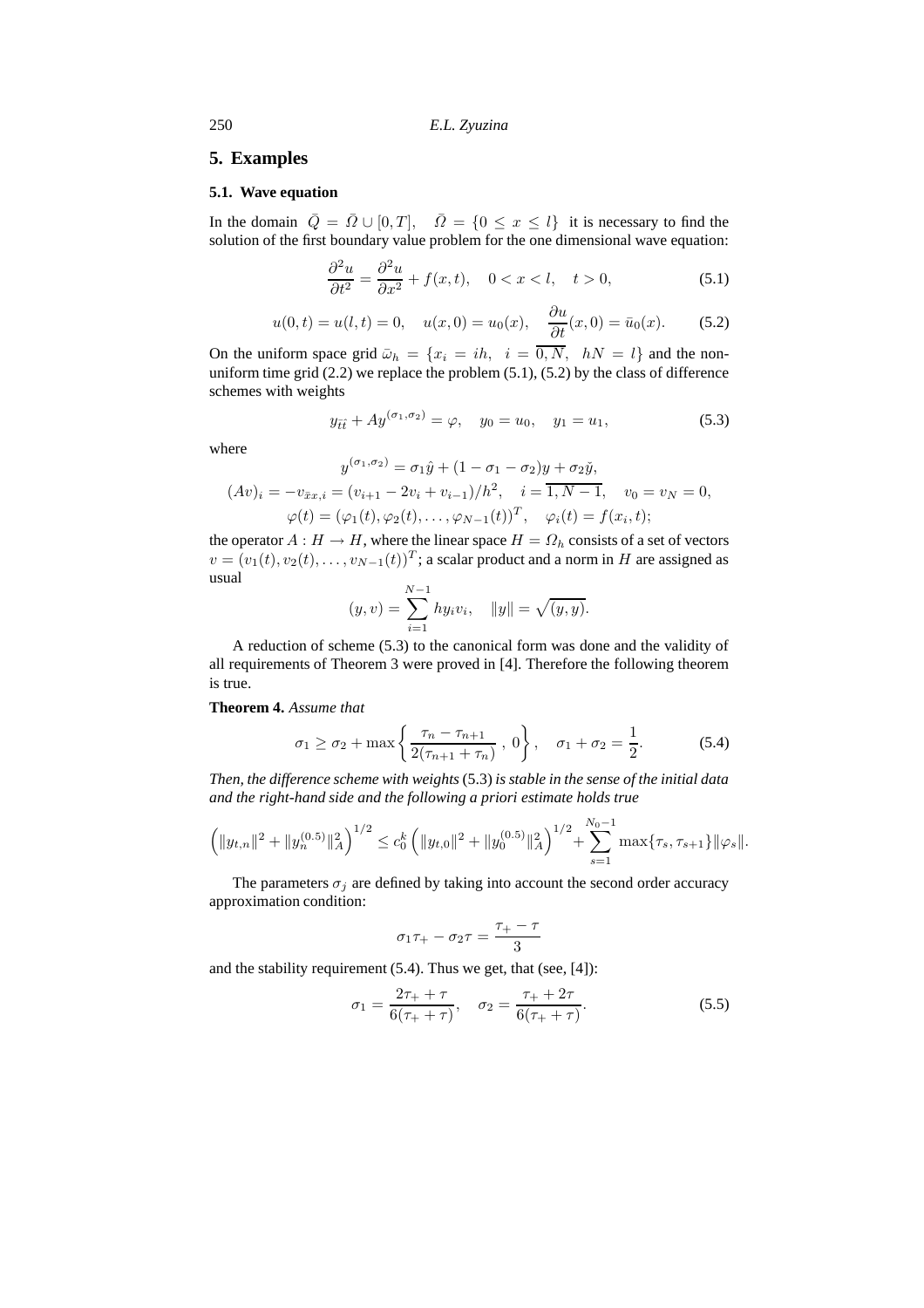## 5. Examples

### 5.1. Wave equation

In the domain $\bar{Q} = \bar{\Omega} \cup [0, T]$, $\quad \bar{\Omega} = \{0 \le x \le l\}$ it is necessary to find the solution of the first boundary value problem for the one dimensional wave equation:

$$\frac{\partial^2 u}{\partial t^2} = \frac{\partial^2 u}{\partial x^2} + f(x,t), \quad 0 < x < l, \quad t > 0, \tag{5.1}$$

$$u(0,t) = u(l,t) = 0, \quad u(x,0) = u_0(x), \quad \frac{\partial u}{\partial t}(x,0) = \bar{u}_0(x). \tag{5.2}$$

On the uniform space grid $\bar{\omega}_h = \{x_i = ih, \; i = \overline{0,N}, \; hN = l\}$ and the non-uniform time grid (2.2) we replace the problem (5.1), (5.2) by the class of difference schemes with weights

$$y_{\bar{t}\hat{t}} + Ay^{(\sigma_1,\sigma_2)} = \varphi, \quad y_0 = u_0, \quad y_1 = u_1, \tag{5.3}$$

where

$$y^{(\sigma_1,\sigma_2)} = \sigma_1 \hat{y} + (1 - \sigma_1 - \sigma_2)y + \sigma_2 \check{y},$$

$$(Av)_i = -v_{\bar{x}x,i} = (v_{i+1} - 2v_i + v_{i-1})/h^2, \quad i = \overline{1, N-1}, \quad v_0 = v_N = 0,$$

$$\varphi(t) = (\varphi_1(t), \varphi_2(t), \ldots, \varphi_{N-1}(t))^T, \quad \varphi_i(t) = f(x_i, t);$$

the operator $A : H \to H$, where the linear space $H = \Omega_h$ consists of a set of vectors $v = (v_1(t), v_2(t), \ldots, v_{N-1}(t))^T$; a scalar product and a norm in $H$ are assigned as usual

$$(y,v) = \sum_{i=1}^{N-1} h y_i v_i, \quad \|y\| = \sqrt{(y,y)}.$$

A reduction of scheme (5.3) to the canonical form was done and the validity of all requirements of Theorem 3 were proved in [4]. Therefore the following theorem is true.

**Theorem 4.** *Assume that*

$$\sigma_1 \ge \sigma_2 + \max\left\{ \frac{\tau_n - \tau_{n+1}}{2(\tau_{n+1} + \tau_n)}\;, \; 0 \right\}, \quad \sigma_1 + \sigma_2 = \frac{1}{2}. \tag{5.4}$$

*Then, the difference scheme with weights* (5.3) *is stable in the sense of the initial data and the right-hand side and the following a priori estimate holds true*

$$\left( \|y_{t,n}\|^2 + \|y_n^{(0.5)}\|_A^2 \right)^{1/2} \le c_0^k \left( \|y_{t,0}\|^2 + \|y_0^{(0.5)}\|_A^2 \right)^{1/2} + \sum_{s=1}^{N_0 - 1} \max\{\tau_s, \tau_{s+1}\} \|\varphi_s\|.$$

The parameters $\sigma_j$ are defined by taking into account the second order accuracy approximation condition:

$$\sigma_1 \tau_+ - \sigma_2 \tau = \frac{\tau_+ - \tau}{3}$$

and the stability requirement (5.4). Thus we get, that (see, [4]):

$$\sigma_1 = \frac{2\tau_+ + \tau}{6(\tau_+ + \tau)}, \quad \sigma_2 = \frac{\tau_+ + 2\tau}{6(\tau_+ + \tau)}. \tag{5.5}$$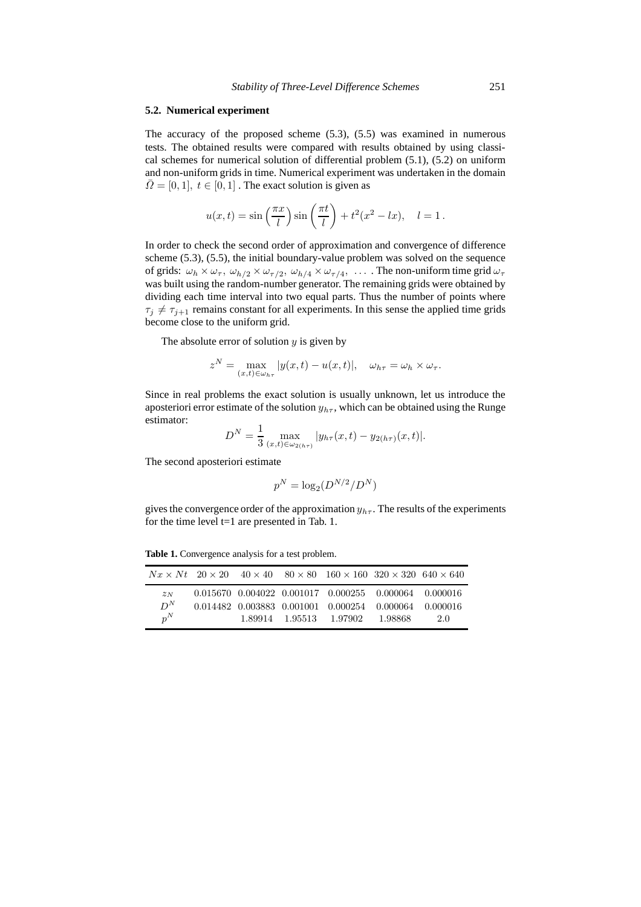### 5.2. Numerical experiment

The accuracy of the proposed scheme (5.3), (5.5) was examined in numerous tests. The obtained results were compared with results obtained by using classical schemes for numerical solution of differential problem (5.1), (5.2) on uniform and non-uniform grids in time. Numerical experiment was undertaken in the domain $\bar{\Omega} = [0, 1],\ t \in [0, 1]$ . The exact solution is given as

$$u(x,t) = \sin\left(\frac{\pi x}{l}\right) \sin\left(\frac{\pi t}{l}\right) + t^2(x^2 - lx), \quad l = 1\,.$$

In order to check the second order of approximation and convergence of difference scheme (5.3), (5.5), the initial boundary-value problem was solved on the sequence of grids: $\omega_h \times \omega_\tau,\ \omega_{h/2} \times \omega_{\tau/2},\ \omega_{h/4} \times \omega_{\tau/4},\ \ldots$ . The non-uniform time grid $\omega_\tau$ was built using the random-number generator. The remaining grids were obtained by dividing each time interval into two equal parts. Thus the number of points where $\tau_j \neq \tau_{j+1}$ remains constant for all experiments. In this sense the applied time grids become close to the uniform grid.

The absolute error of solution $y$ is given by

$$z^N = \max_{(x,t) \in \omega_{h\tau}} |y(x,t) - u(x,t)|, \quad \omega_{h\tau} = \omega_h \times \omega_\tau.$$

Since in real problems the exact solution is usually unknown, let us introduce the aposteriori error estimate of the solution $y_{h\tau}$, which can be obtained using the Runge estimator:

$$D^N = \frac{1}{3} \max_{(x,t) \in \omega_{2(h\tau)}} |y_{h\tau}(x,t) - y_{2(h\tau)}(x,t)|.$$

The second aposteriori estimate

$$p^N = \log_2(D^{N/2}/D^N)$$

gives the convergence order of the approximation $y_{h\tau}$. The results of the experiments for the time level t=1 are presented in Tab. 1.

**Table 1.** Convergence analysis for a test problem.

| $Nx \times Nt$ | $20 \times 20$ | $40 \times 40$ | $80 \times 80$ | $160 \times 160$ | $320 \times 320$ | $640 \times 640$ |
|---|---|---|---|---|---|---|
| $z_N$ | 0.015670 | 0.004022 | 0.001017 | 0.000255 | 0.000064 | 0.000016 |
| $D^N$ | 0.014482 | 0.003883 | 0.001001 | 0.000254 | 0.000064 | 0.000016 |
| $p^N$ | | 1.89914 | 1.95513 | 1.97902 | 1.98868 | 2.0 |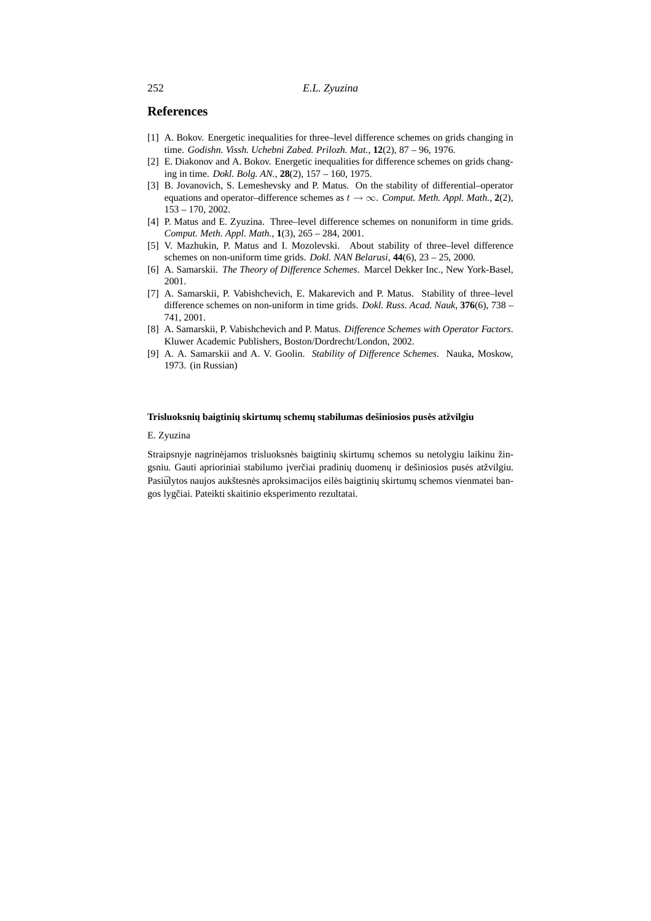## References

[1] A. Bokov. Energetic inequalities for three–level difference schemes on grids changing in time. *Godishn. Vissh. Uchebni Zabed. Prilozh. Mat.*, **12**(2), 87 – 96, 1976.

[2] E. Diakonov and A. Bokov. Energetic inequalities for difference schemes on grids changing in time. *Dokl. Bolg. AN.*, **28**(2), 157 – 160, 1975.

[3] B. Jovanovich, S. Lemeshevsky and P. Matus. On the stability of differential–operator equations and operator–difference schemes as $t \to \infty$. *Comput. Meth. Appl. Math.*, **2**(2), 153 – 170, 2002.

[4] P. Matus and E. Zyuzina. Three–level difference schemes on nonuniform in time grids. *Comput. Meth. Appl. Math.*, **1**(3), 265 – 284, 2001.

[5] V. Mazhukin, P. Matus and I. Mozolevski. About stability of three–level difference schemes on non-uniform time grids. *Dokl. NAN Belarusi*, **44**(6), 23 – 25, 2000.

[6] A. Samarskii. *The Theory of Difference Schemes*. Marcel Dekker Inc., New York-Basel, 2001.

[7] A. Samarskii, P. Vabishchevich, E. Makarevich and P. Matus. Stability of three–level difference schemes on non-uniform in time grids. *Dokl. Russ. Acad. Nauk*, **376**(6), 738 – 741, 2001.

[8] A. Samarskii, P. Vabishchevich and P. Matus. *Difference Schemes with Operator Factors*. Kluwer Academic Publishers, Boston/Dordrecht/London, 2002.

[9] A. A. Samarskii and A. V. Goolin. *Stability of Difference Schemes*. Nauka, Moskow, 1973. (in Russian)

**Trisluoksnių baigtinių skirtumų schemų stabilumas dešiniosios pusės atžvilgiu**

E. Zyuzina

Straipsnyje nagrinėjamos trisluoksnės baigtinių skirtumų schemos su netolygiu laikinu žingsniu. Gauti aprioriniai stabilumo įverčiai pradinių duomenų ir dešiniosios pusės atžvilgiu. Pasiūlytos naujos aukštesnės aproksimacijos eilės baigtinių skirtumų schemos vienmatei bangos lygčiai. Pateikti skaitinio eksperimento rezultatai.